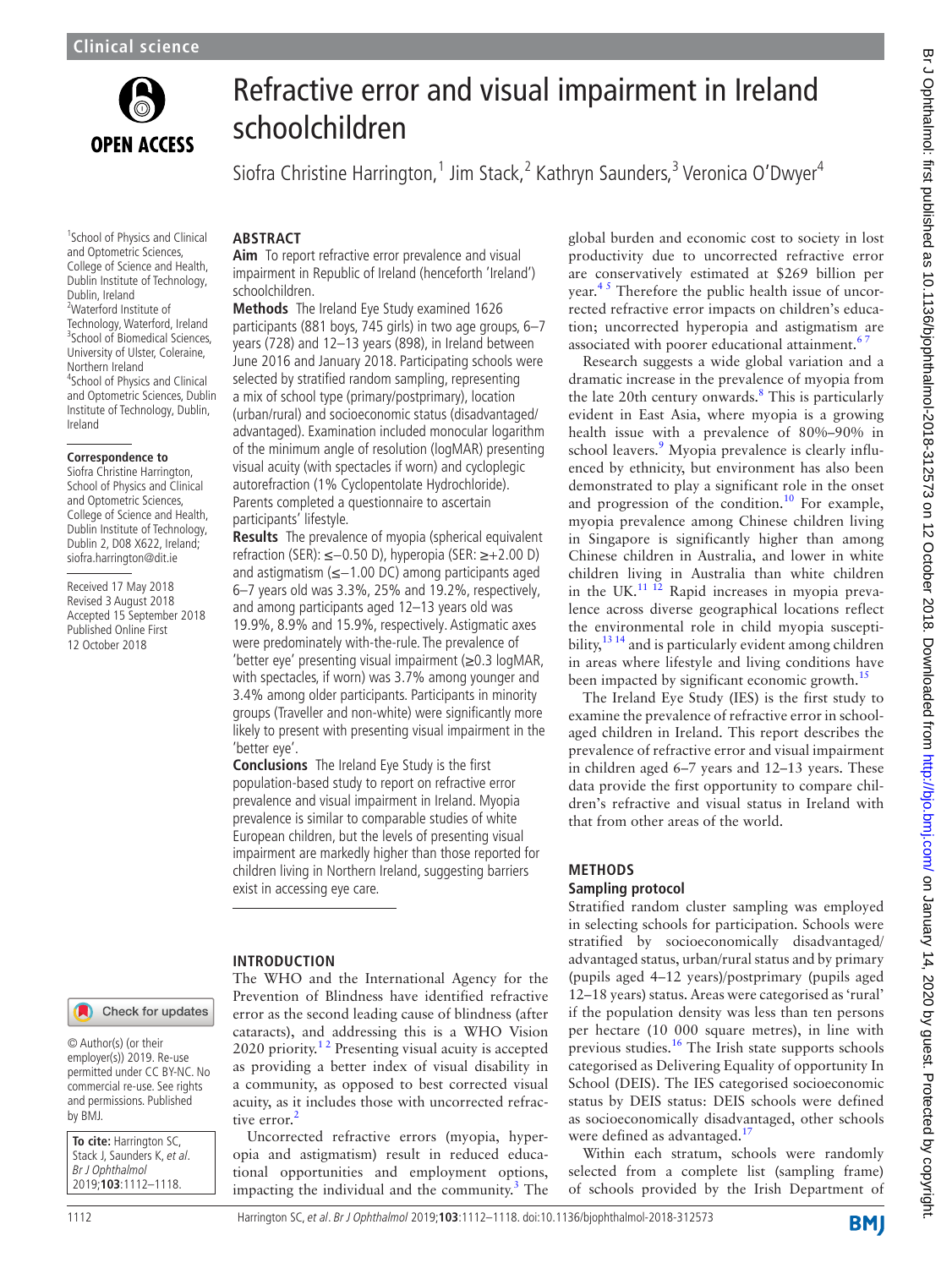# Refractive error and visual impairment in Ireland schoolchildren

Siofra Christine Harrington,[1] Jim Stack,[2] Kathryn Saunders,[3] Veronica O'Dwyer[4]

[1]School of Physics and Clinical and Optometric Sciences, College of Science and Health, Dublin Institute of Technology, Dublin, Ireland
[2]Waterford Institute of Technology, Waterford, Ireland
[3]School of Biomedical Sciences, University of Ulster, Coleraine, Northern Ireland
[4]School of Physics and Clinical and Optometric Sciences, Dublin Institute of Technology, Dublin, Ireland

**Correspondence to**
Siofra Christine Harrington, School of Physics and Clinical and Optometric Sciences, College of Science and Health, Dublin Institute of Technology, Dublin 2, D08 X622, Ireland; siofra.harrington@dit.ie

Received 17 May 2018
Revised 3 August 2018
Accepted 15 September 2018
Published Online First 12 October 2018

© Author(s) (or their employer(s)) 2019. Re-use permitted under CC BY-NC. No commercial re-use. See rights and permissions. Published by BMJ.

**To cite:** Harrington SC, Stack J, Saunders K, *et al*. *Br J Ophthalmol* 2019;**103**:1112–1118.

## ABSTRACT

**Aim** To report refractive error prevalence and visual impairment in Republic of Ireland (henceforth 'Ireland') schoolchildren.

**Methods** The Ireland Eye Study examined 1626 participants (881 boys, 745 girls) in two age groups, 6–7 years (728) and 12–13 years (898), in Ireland between June 2016 and January 2018. Participating schools were selected by stratified random sampling, representing a mix of school type (primary/postprimary), location (urban/rural) and socioeconomic status (disadvantaged/advantaged). Examination included monocular logarithm of the minimum angle of resolution (logMAR) presenting visual acuity (with spectacles if worn) and cycloplegic autorefraction (1% Cyclopentolate Hydrochloride). Parents completed a questionnaire to ascertain participants' lifestyle.

**Results** The prevalence of myopia (spherical equivalent refraction (SER): ≤−0.50 D), hyperopia (SER: ≥+2.00 D) and astigmatism (≤−1.00 DC) among participants aged 6–7 years old was 3.3%, 25% and 19.2%, respectively, and among participants aged 12–13 years old was 19.9%, 8.9% and 15.9%, respectively. Astigmatic axes were predominately with-the-rule. The prevalence of 'better eye' presenting visual impairment (≥0.3 logMAR, with spectacles, if worn) was 3.7% among younger and 3.4% among older participants. Participants in minority groups (Traveller and non-white) were significantly more likely to present with presenting visual impairment in the 'better eye'.

**Conclusions** The Ireland Eye Study is the first population-based study to report on refractive error prevalence and visual impairment in Ireland. Myopia prevalence is similar to comparable studies of white European children, but the levels of presenting visual impairment are markedly higher than those reported for children living in Northern Ireland, suggesting barriers exist in accessing eye care.

## INTRODUCTION

The WHO and the International Agency for the Prevention of Blindness have identified refractive error as the second leading cause of blindness (after cataracts), and addressing this is a WHO Vision 2020 priority.[1,2] Presenting visual acuity is accepted as providing a better index of visual disability in a community, as opposed to best corrected visual acuity, as it includes those with uncorrected refractive error.[2]

Uncorrected refractive errors (myopia, hyperopia and astigmatism) result in reduced educational opportunities and employment options, impacting the individual and the community.[3] The global burden and economic cost to society in lost productivity due to uncorrected refractive error are conservatively estimated at \$269 billion per year.[4,5] Therefore the public health issue of uncorrected refractive error impacts on children's education; uncorrected hyperopia and astigmatism are associated with poorer educational attainment.[6,7]

Research suggests a wide global variation and a dramatic increase in the prevalence of myopia from the late 20th century onwards.[8] This is particularly evident in East Asia, where myopia is a growing health issue with a prevalence of 80%–90% in school leavers.[9] Myopia prevalence is clearly influenced by ethnicity, but environment has also been demonstrated to play a significant role in the onset and progression of the condition.[10] For example, myopia prevalence among Chinese children living in Singapore is significantly higher than among Chinese children in Australia, and lower in white children living in Australia than white children in the UK.[11,12] Rapid increases in myopia prevalence across diverse geographical locations reflect the environmental role in child myopia susceptibility,[13,14] and is particularly evident among children in areas where lifestyle and living conditions have been impacted by significant economic growth.[15]

The Ireland Eye Study (IES) is the first study to examine the prevalence of refractive error in school-aged children in Ireland. This report describes the prevalence of refractive error and visual impairment in children aged 6–7 years and 12–13 years. These data provide the first opportunity to compare children's refractive and visual status in Ireland with that from other areas of the world.

## METHODS

### Sampling protocol

Stratified random cluster sampling was employed in selecting schools for participation. Schools were stratified by socioeconomically disadvantaged/advantaged status, urban/rural status and by primary (pupils aged 4–12 years)/postprimary (pupils aged 12–18 years) status. Areas were categorised as 'rural' if the population density was less than ten persons per hectare (10 000 square metres), in line with previous studies.[16] The Irish state supports schools categorised as Delivering Equality of opportunity In School (DEIS). The IES categorised socioeconomic status by DEIS status: DEIS schools were defined as socioeconomically disadvantaged, other schools were defined as advantaged.[17]

Within each stratum, schools were randomly selected from a complete list (sampling frame) of schools provided by the Irish Department of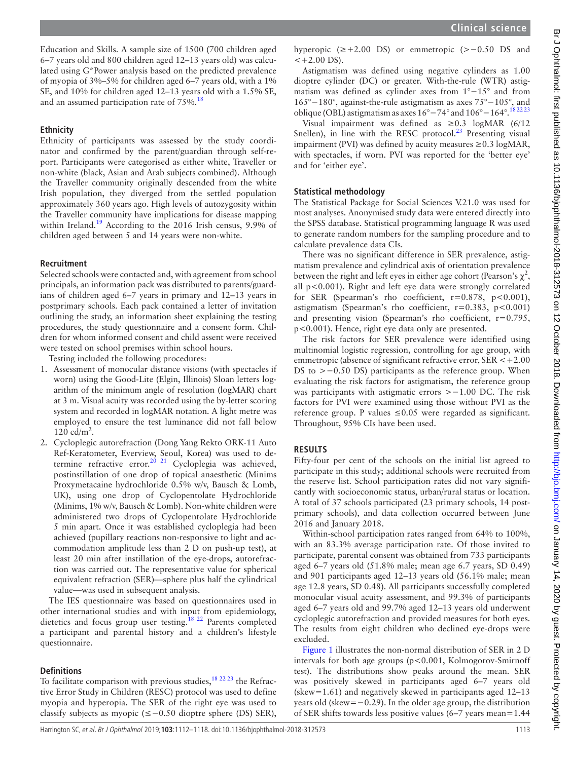Education and Skills. A sample size of 1500 (700 children aged 6–7 years old and 800 children aged 12–13 years old) was calculated using G*Power analysis based on the predicted prevalence of myopia of 3%–5% for children aged 6–7 years old, with a 1% SE, and 10% for children aged 12–13 years old with a 1.5% SE, and an assumed participation rate of 75%.[18]

### Ethnicity

Ethnicity of participants was assessed by the study coordinator and confirmed by the parent/guardian through self-report. Participants were categorised as either white, Traveller or non-white (black, Asian and Arab subjects combined). Although the Traveller community originally descended from the white Irish population, they diverged from the settled population approximately 360 years ago. High levels of autozygosity within the Traveller community have implications for disease mapping within Ireland.[19] According to the 2016 Irish census, 9.9% of children aged between 5 and 14 years were non-white.

### Recruitment

Selected schools were contacted and, with agreement from school principals, an information pack was distributed to parents/guardians of children aged 6–7 years in primary and 12–13 years in postprimary schools. Each pack contained a letter of invitation outlining the study, an information sheet explaining the testing procedures, the study questionnaire and a consent form. Children for whom informed consent and child assent were received were tested on school premises within school hours.

Testing included the following procedures:

1. Assessment of monocular distance visions (with spectacles if worn) using the Good-Lite (Elgin, Illinois) Sloan letters logarithm of the minimum angle of resolution (logMAR) chart at 3 m. Visual acuity was recorded using the by-letter scoring system and recorded in logMAR notation. A light metre was employed to ensure the test luminance did not fall below 120 cd/m$^2$.
2. Cycloplegic autorefraction (Dong Yang Rekto ORK-11 Auto Ref-Keratometer, Everview, Seoul, Korea) was used to determine refractive error.[20,21] Cycloplegia was achieved, postinstillation of one drop of topical anaesthetic (Minims Proxymetacaine hydrochloride 0.5% w/v, Bausch & Lomb, UK), using one drop of Cyclopentolate Hydrochloride (Minims, 1% w/v, Bausch & Lomb). Non-white children were administered two drops of Cyclopentolate Hydrochloride 5 min apart. Once it was established cycloplegia had been achieved (pupillary reactions non-responsive to light and accommodation amplitude less than 2 D on push-up test), at least 20 min after instillation of the eye-drops, autorefraction was carried out. The representative value for spherical equivalent refraction (SER)—sphere plus half the cylindrical value—was used in subsequent analysis.

The IES questionnaire was based on questionnaires used in other international studies and with input from epidemiology, dietetics and focus group user testing.[18,22] Parents completed a participant and parental history and a children's lifestyle questionnaire.

### Definitions

To facilitate comparison with previous studies,[18,22,23] the Refractive Error Study in Children (RESC) protocol was used to define myopia and hyperopia. The SER of the right eye was used to classify subjects as myopic (≤−0.50 dioptre sphere (DS) SER), hyperopic (≥+2.00 DS) or emmetropic (>−0.50 DS and <+2.00 DS).

Astigmatism was defined using negative cylinders as 1.00 dioptre cylinder (DC) or greater. With-the-rule (WTR) astigmatism was defined as cylinder axes from 1°−15° and from 165°−180°, against-the-rule astigmatism as axes 75°−105°, and oblique (OBL) astigmatism as axes 16°−74° and 106°−164°.[18,22,23]

Visual impairment was defined as ≥0.3 logMAR (6/12 Snellen), in line with the RESC protocol.[23] Presenting visual impairment (PVI) was defined by acuity measures ≥0.3 logMAR, with spectacles, if worn. PVI was reported for the 'better eye' and for 'either eye'.

### Statistical methodology

The Statistical Package for Social Sciences V.21.0 was used for most analyses. Anonymised study data were entered directly into the SPSS database. Statistical programming language R was used to generate random numbers for the sampling procedure and to calculate prevalence data CIs.

There was no significant difference in SER prevalence, astigmatism prevalence and cylindrical axis of orientation prevalence between the right and left eyes in either age cohort (Pearson's $\chi^2$, all $p<0.001$). Right and left eye data were strongly correlated for SER (Spearman's rho coefficient, $r=0.878$, $p<0.001$), astigmatism (Spearman's rho coefficient, $r=0.383$, $p<0.001$) and presenting vision (Spearman's rho coefficient, $r=0.795$, $p<0.001$). Hence, right eye data only are presented.

The risk factors for SER prevalence were identified using multinomial logistic regression, controlling for age group, with emmetropic (absence of significant refractive error, SER <+2.00 DS to >−0.50 DS) participants as the reference group. When evaluating the risk factors for astigmatism, the reference group was participants with astigmatic errors >−1.00 DC. The risk factors for PVI were examined using those without PVI as the reference group. P values ≤0.05 were regarded as significant. Throughout, 95% CIs have been used.

## RESULTS

Fifty-four per cent of the schools on the initial list agreed to participate in this study; additional schools were recruited from the reserve list. School participation rates did not vary significantly with socioeconomic status, urban/rural status or location. A total of 37 schools participated (23 primary schools, 14 postprimary schools), and data collection occurred between June 2016 and January 2018.

Within-school participation rates ranged from 64% to 100%, with an 83.3% average participation rate. Of those invited to participate, parental consent was obtained from 733 participants aged 6–7 years old (51.8% male; mean age 6.7 years, SD 0.49) and 901 participants aged 12–13 years old (56.1% male; mean age 12.8 years, SD 0.48). All participants successfully completed monocular visual acuity assessment, and 99.3% of participants aged 6–7 years old and 99.7% aged 12–13 years old underwent cycloplegic autorefraction and provided measures for both eyes. The results from eight children who declined eye-drops were excluded.

Figure 1 illustrates the non-normal distribution of SER in 2 D intervals for both age groups ($p<0.001$, Kolmogorov-Smirnoff test). The distributions show peaks around the mean. SER was positively skewed in participants aged 6–7 years old (skew=1.61) and negatively skewed in participants aged 12–13 years old (skew=−0.29). In the older age group, the distribution of SER shifts towards less positive values (6–7 years mean=1.44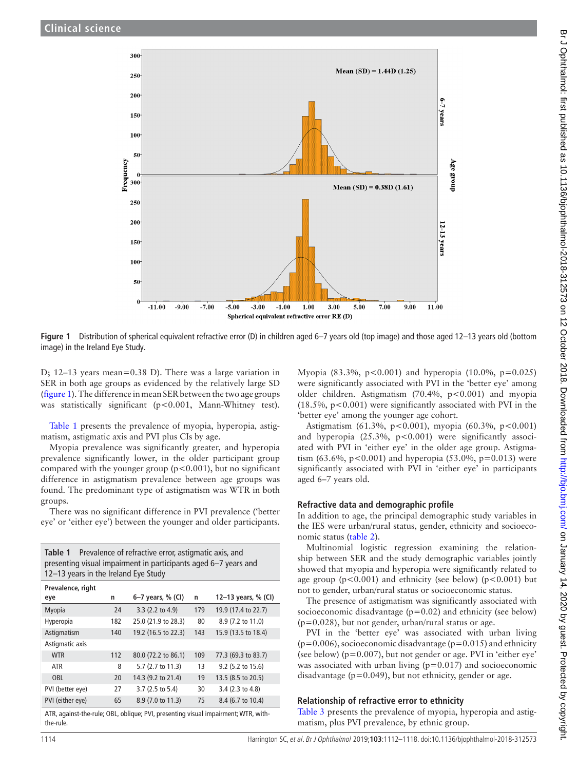Figure 1 Distribution of spherical equivalent refractive error (D) in children aged 6–7 years old (top image) and those aged 12–13 years old (bottom image) in the Ireland Eye Study.

D; 12–13 years mean=0.38 D). There was a large variation in SER in both age groups as evidenced by the relatively large SD (figure 1). The difference in mean SER between the two age groups was statistically significant ($p<0.001$, Mann-Whitney test).

Table 1 presents the prevalence of myopia, hyperopia, astigmatism, astigmatic axis and PVI plus CIs by age.

Myopia prevalence was significantly greater, and hyperopia prevalence significantly lower, in the older participant group compared with the younger group ($p<0.001$), but no significant difference in astigmatism prevalence between age groups was found. The predominant type of astigmatism was WTR in both groups.

There was no significant difference in PVI prevalence ('better eye' or 'either eye') between the younger and older participants.

**Table 1** Prevalence of refractive error, astigmatic axis, and presenting visual impairment in participants aged 6–7 years and 12–13 years in the Ireland Eye Study

| Prevalence, right eye | n | 6–7 years, % (CI) | n | 12–13 years, % (CI) |
|---|---|---|---|---|
| Myopia | 24 | 3.3 (2.2 to 4.9) | 179 | 19.9 (17.4 to 22.7) |
| Hyperopia | 182 | 25.0 (21.9 to 28.3) | 80 | 8.9 (7.2 to 11.0) |
| Astigmatism | 140 | 19.2 (16.5 to 22.3) | 143 | 15.9 (13.5 to 18.4) |
| Astigmatic axis | | | | |
| WTR | 112 | 80.0 (72.2 to 86.1) | 109 | 77.3 (69.3 to 83.7) |
| ATR | 8 | 5.7 (2.7 to 11.3) | 13 | 9.2 (5.2 to 15.6) |
| OBL | 20 | 14.3 (9.2 to 21.4) | 19 | 13.5 (8.5 to 20.5) |
| PVI (better eye) | 27 | 3.7 (2.5 to 5.4) | 30 | 3.4 (2.3 to 4.8) |
| PVI (either eye) | 65 | 8.9 (7.0 to 11.3) | 75 | 8.4 (6.7 to 10.4) |

ATR, against-the-rule; OBL, oblique; PVI, presenting visual impairment; WTR, with-the-rule.

Myopia (83.3%, $p<0.001$) and hyperopia (10.0%, $p=0.025$) were significantly associated with PVI in the 'better eye' among older children. Astigmatism (70.4%, $p<0.001$) and myopia (18.5%, $p<0.001$) were significantly associated with PVI in the 'better eye' among the younger age cohort.

Astigmatism (61.3%, $p<0.001$), myopia (60.3%, $p<0.001$) and hyperopia (25.3%, $p<0.001$) were significantly associated with PVI in 'either eye' in the older age group. Astigmatism (63.6%, $p<0.001$) and hyperopia (53.0%, $p=0.013$) were significantly associated with PVI in 'either eye' in participants aged 6–7 years old.

### Refractive data and demographic profile

In addition to age, the principal demographic study variables in the IES were urban/rural status, gender, ethnicity and socioeconomic status (table 2).

Multinomial logistic regression examining the relationship between SER and the study demographic variables jointly showed that myopia and hyperopia were significantly related to age group ($p<0.001$) and ethnicity (see below) ($p<0.001$) but not to gender, urban/rural status or socioeconomic status.

The presence of astigmatism was significantly associated with socioeconomic disadvantage ($p=0.02$) and ethnicity (see below) ($p=0.028$), but not gender, urban/rural status or age.

PVI in the 'better eye' was associated with urban living ($p=0.006$), socioeconomic disadvantage ($p=0.015$) and ethnicity (see below) ($p=0.007$), but not gender or age. PVI in 'either eye' was associated with urban living ($p=0.017$) and socioeconomic disadvantage ($p=0.049$), but not ethnicity, gender or age.

### Relationship of refractive error to ethnicity

Table 3 presents the prevalence of myopia, hyperopia and astigmatism, plus PVI prevalence, by ethnic group.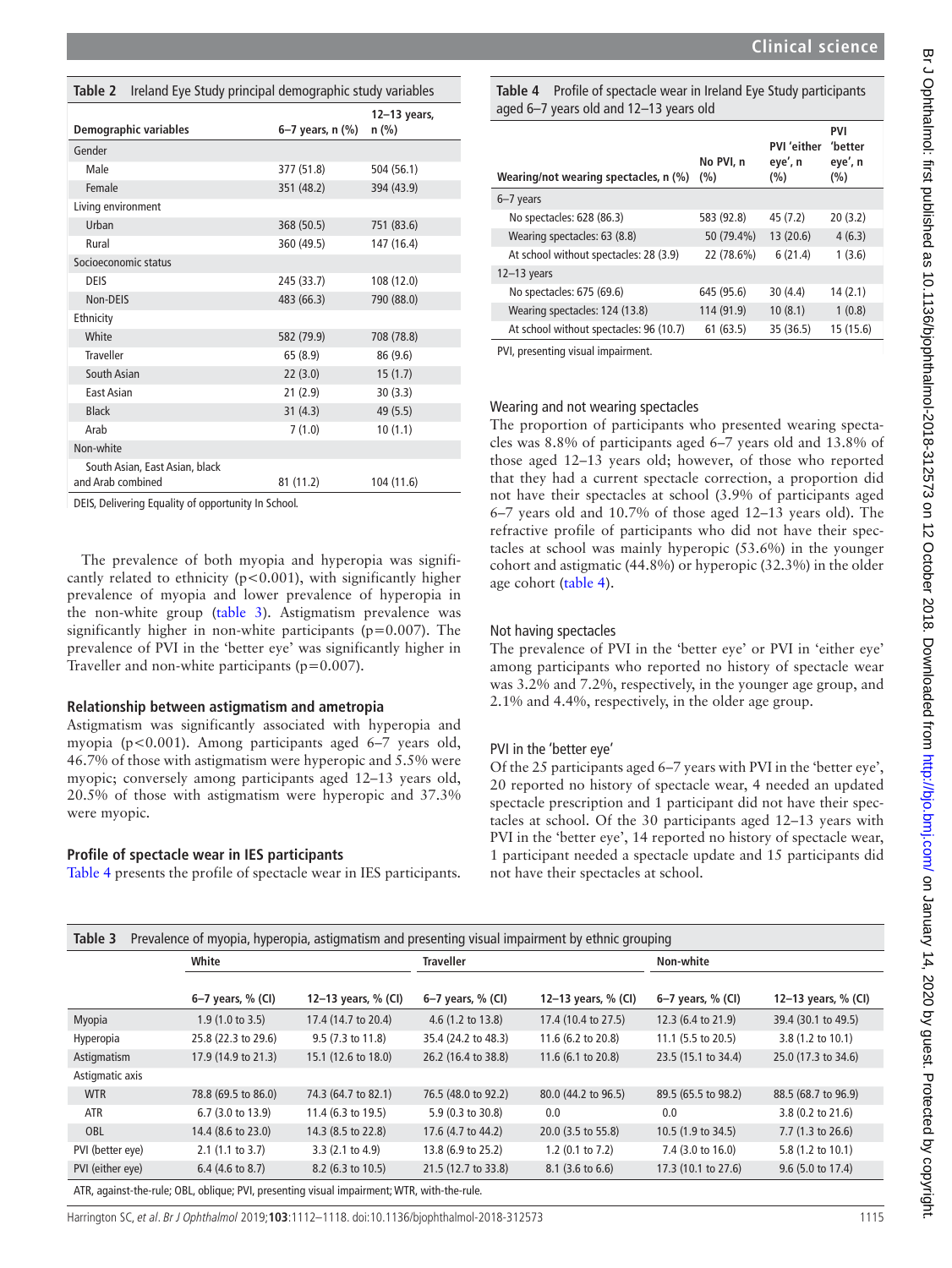**Table 2** Ireland Eye Study principal demographic study variables

| Demographic variables | 6–7 years, n (%) | 12–13 years, n (%) |
|---|---|---|
| Gender | | |
| Male | 377 (51.8) | 504 (56.1) |
| Female | 351 (48.2) | 394 (43.9) |
| Living environment | | |
| Urban | 368 (50.5) | 751 (83.6) |
| Rural | 360 (49.5) | 147 (16.4) |
| Socioeconomic status | | |
| DEIS | 245 (33.7) | 108 (12.0) |
| Non-DEIS | 483 (66.3) | 790 (88.0) |
| Ethnicity | | |
| White | 582 (79.9) | 708 (78.8) |
| Traveller | 65 (8.9) | 86 (9.6) |
| South Asian | 22 (3.0) | 15 (1.7) |
| East Asian | 21 (2.9) | 30 (3.3) |
| Black | 31 (4.3) | 49 (5.5) |
| Arab | 7 (1.0) | 10 (1.1) |
| Non-white | | |
| South Asian, East Asian, black and Arab combined | 81 (11.2) | 104 (11.6) |

DEIS, Delivering Equality of opportunity In School.

The prevalence of both myopia and hyperopia was significantly related to ethnicity ($p<0.001$), with significantly higher prevalence of myopia and lower prevalence of hyperopia in the non-white group (table 3). Astigmatism prevalence was significantly higher in non-white participants ($p=0.007$). The prevalence of PVI in the 'better eye' was significantly higher in Traveller and non-white participants ($p=0.007$).

### Relationship between astigmatism and ametropia

Astigmatism was significantly associated with hyperopia and myopia ($p<0.001$). Among participants aged 6–7 years old, 46.7% of those with astigmatism were hyperopic and 5.5% were myopic; conversely among participants aged 12–13 years old, 20.5% of those with astigmatism were hyperopic and 37.3% were myopic.

### Profile of spectacle wear in IES participants

Table 4 presents the profile of spectacle wear in IES participants.

**Table 4** Profile of spectacle wear in Ireland Eye Study participants aged 6–7 years old and 12–13 years old

| Wearing/not wearing spectacles, n (%) | No PVI, n (%) | PVI 'either eye', n (%) | PVI 'better eye', n (%) |
|---|---|---|---|
| 6–7 years | | | |
| No spectacles: 628 (86.3) | 583 (92.8) | 45 (7.2) | 20 (3.2) |
| Wearing spectacles: 63 (8.8) | 50 (79.4%) | 13 (20.6) | 4 (6.3) |
| At school without spectacles: 28 (3.9) | 22 (78.6%) | 6 (21.4) | 1 (3.6) |
| 12–13 years | | | |
| No spectacles: 675 (69.6) | 645 (95.6) | 30 (4.4) | 14 (2.1) |
| Wearing spectacles: 124 (13.8) | 114 (91.9) | 10 (8.1) | 1 (0.8) |
| At school without spectacles: 96 (10.7) | 61 (63.5) | 35 (36.5) | 15 (15.6) |

PVI, presenting visual impairment.

### Wearing and not wearing spectacles

The proportion of participants who presented wearing spectacles was 8.8% of participants aged 6–7 years old and 13.8% of those aged 12–13 years old; however, of those who reported that they had a current spectacle correction, a proportion did not have their spectacles at school (3.9% of participants aged 6–7 years old and 10.7% of those aged 12–13 years old). The refractive profile of participants who did not have their spectacles at school was mainly hyperopic (53.6%) in the younger cohort and astigmatic (44.8%) or hyperopic (32.3%) in the older age cohort (table 4).

### Not having spectacles

The prevalence of PVI in the 'better eye' or PVI in 'either eye' among participants who reported no history of spectacle wear was 3.2% and 7.2%, respectively, in the younger age group, and 2.1% and 4.4%, respectively, in the older age group.

### PVI in the 'better eye'

Of the 25 participants aged 6–7 years with PVI in the 'better eye', 20 reported no history of spectacle wear, 4 needed an updated spectacle prescription and 1 participant did not have their spectacles at school. Of the 30 participants aged 12–13 years with PVI in the 'better eye', 14 reported no history of spectacle wear, 1 participant needed a spectacle update and 15 participants did not have their spectacles at school.

**Table 3** Prevalence of myopia, hyperopia, astigmatism and presenting visual impairment by ethnic grouping

| | White | | Traveller | | Non-white | |
|---|---|---|---|---|---|---|
| | 6–7 years, % (CI) | 12–13 years, % (CI) | 6–7 years, % (CI) | 12–13 years, % (CI) | 6–7 years, % (CI) | 12–13 years, % (CI) |
| Myopia | 1.9 (1.0 to 3.5) | 17.4 (14.7 to 20.4) | 4.6 (1.2 to 13.8) | 17.4 (10.4 to 27.5) | 12.3 (6.4 to 21.9) | 39.4 (30.1 to 49.5) |
| Hyperopia | 25.8 (22.3 to 29.6) | 9.5 (7.3 to 11.8) | 35.4 (24.2 to 48.3) | 11.6 (6.2 to 20.8) | 11.1 (5.5 to 20.5) | 3.8 (1.2 to 10.1) |
| Astigmatism | 17.9 (14.9 to 21.3) | 15.1 (12.6 to 18.0) | 26.2 (16.4 to 38.8) | 11.6 (6.1 to 20.8) | 23.5 (15.1 to 34.4) | 25.0 (17.3 to 34.6) |
| Astigmatic axis | | | | | | |
| WTR | 78.8 (69.5 to 86.0) | 74.3 (64.7 to 82.1) | 76.5 (48.0 to 92.2) | 80.0 (44.2 to 96.5) | 89.5 (65.5 to 98.2) | 88.5 (68.7 to 96.9) |
| ATR | 6.7 (3.0 to 13.9) | 11.4 (6.3 to 19.5) | 5.9 (0.3 to 30.8) | 0.0 | 0.0 | 3.8 (0.2 to 21.6) |
| OBL | 14.4 (8.6 to 23.0) | 14.3 (8.5 to 22.8) | 17.6 (4.7 to 44.2) | 20.0 (3.5 to 55.8) | 10.5 (1.9 to 34.5) | 7.7 (1.3 to 26.6) |
| PVI (better eye) | 2.1 (1.1 to 3.7) | 3.3 (2.1 to 4.9) | 13.8 (6.9 to 25.2) | 1.2 (0.1 to 7.2) | 7.4 (3.0 to 16.0) | 5.8 (1.2 to 10.1) |
| PVI (either eye) | 6.4 (4.6 to 8.7) | 8.2 (6.3 to 10.5) | 21.5 (12.7 to 33.8) | 8.1 (3.6 to 6.6) | 17.3 (10.1 to 27.6) | 9.6 (5.0 to 17.4) |

ATR, against-the-rule; OBL, oblique; PVI, presenting visual impairment; WTR, with-the-rule.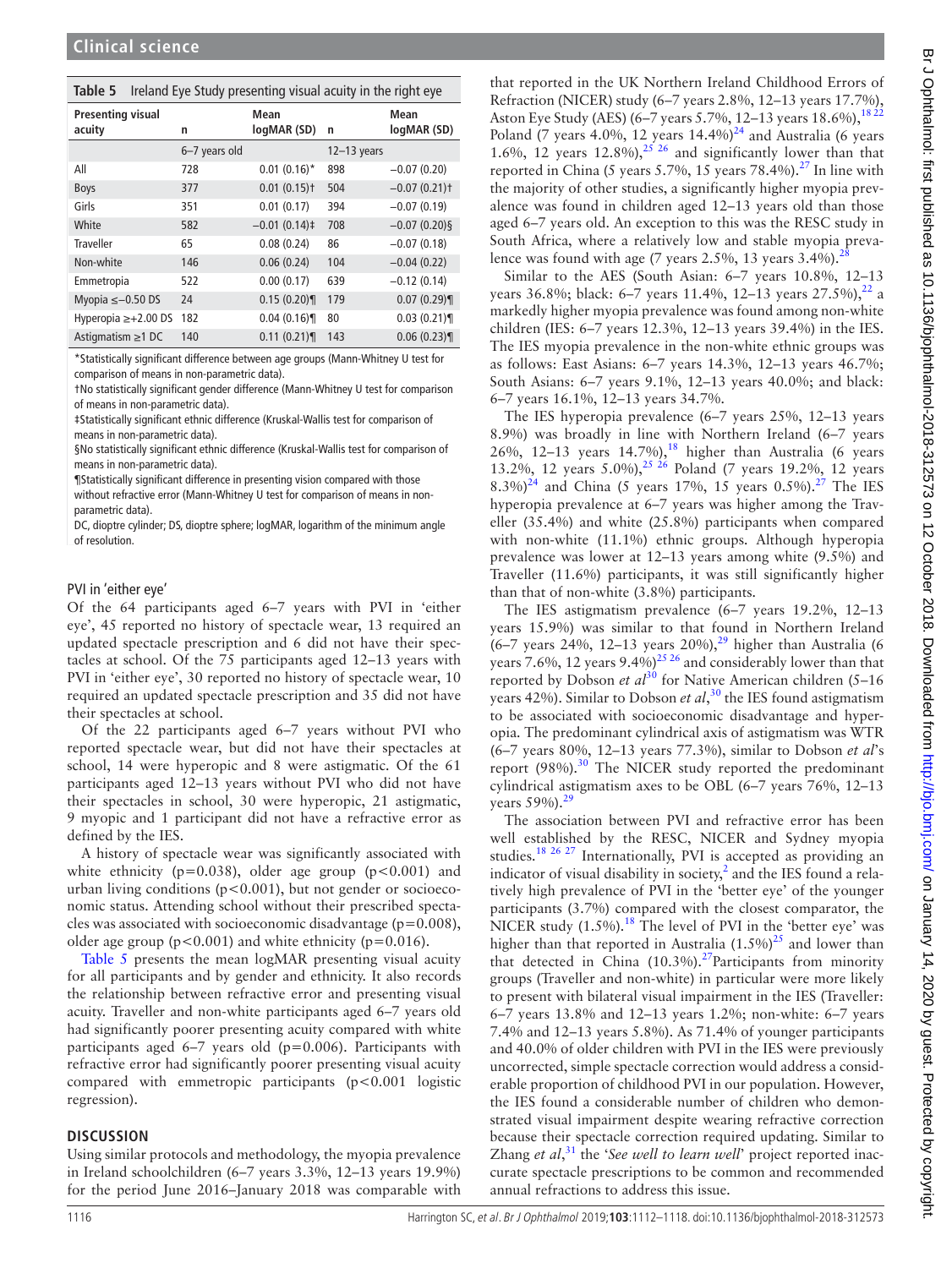**Table 5** Ireland Eye Study presenting visual acuity in the right eye

| Presenting visual acuity | n | Mean logMAR (SD) | n | Mean logMAR (SD) |
|---|---|---|---|---|
| | 6–7 years old | | 12–13 years | |
| All | 728 | 0.01 (0.16)* | 898 | −0.07 (0.20) |
| Boys | 377 | 0.01 (0.15)† | 504 | −0.07 (0.21)† |
| Girls | 351 | 0.01 (0.17) | 394 | −0.07 (0.19) |
| White | 582 | −0.01 (0.14)‡ | 708 | −0.07 (0.20)§ |
| Traveller | 65 | 0.08 (0.24) | 86 | −0.07 (0.18) |
| Non-white | 146 | 0.06 (0.24) | 104 | −0.04 (0.22) |
| Emmetropia | 522 | 0.00 (0.17) | 639 | −0.12 (0.14) |
| Myopia ≤−0.50 DS | 24 | 0.15 (0.20)¶ | 179 | 0.07 (0.29)¶ |
| Hyperopia ≥+2.00 DS | 182 | 0.04 (0.16)¶ | 80 | 0.03 (0.21)¶ |
| Astigmatism ≥1 DC | 140 | 0.11 (0.21)¶ | 143 | 0.06 (0.23)¶ |

*Statistically significant difference between age groups (Mann-Whitney U test for comparison of means in non-parametric data).

†No statistically significant gender difference (Mann-Whitney U test for comparison of means in non-parametric data).

‡Statistically significant ethnic difference (Kruskal-Wallis test for comparison of means in non-parametric data).

§No statistically significant ethnic difference (Kruskal-Wallis test for comparison of means in non-parametric data).

¶Statistically significant difference in presenting vision compared with those without refractive error (Mann-Whitney U test for comparison of means in non-parametric data).

DC, dioptre cylinder; DS, dioptre sphere; logMAR, logarithm of the minimum angle of resolution.

### PVI in 'either eye'

Of the 64 participants aged 6–7 years with PVI in 'either eye', 45 reported no history of spectacle wear, 13 required an updated spectacle prescription and 6 did not have their spectacles at school. Of the 75 participants aged 12–13 years with PVI in 'either eye', 30 reported no history of spectacle wear, 10 required an updated spectacle prescription and 35 did not have their spectacles at school.

Of the 22 participants aged 6–7 years without PVI who reported spectacle wear, but did not have their spectacles at school, 14 were hyperopic and 8 were astigmatic. Of the 61 participants aged 12–13 years without PVI who did not have their spectacles in school, 30 were hyperopic, 21 astigmatic, 9 myopic and 1 participant did not have a refractive error as defined by the IES.

A history of spectacle wear was significantly associated with white ethnicity (p=0.038), older age group (p<0.001) and urban living conditions (p<0.001), but not gender or socioeconomic status. Attending school without their prescribed spectacles was associated with socioeconomic disadvantage (p=0.008), older age group (p<0.001) and white ethnicity (p=0.016).

Table 5 presents the mean logMAR presenting visual acuity for all participants and by gender and ethnicity. It also records the relationship between refractive error and presenting visual acuity. Traveller and non-white participants aged 6–7 years old had significantly poorer presenting acuity compared with white participants aged 6–7 years old (p=0.006). Participants with refractive error had significantly poorer presenting visual acuity compared with emmetropic participants (p<0.001 logistic regression).

## DISCUSSION

Using similar protocols and methodology, the myopia prevalence in Ireland schoolchildren (6–7 years 3.3%, 12–13 years 19.9%) for the period June 2016–January 2018 was comparable with that reported in the UK Northern Ireland Childhood Errors of Refraction (NICER) study (6–7 years 2.8%, 12–13 years 17.7%), Aston Eye Study (AES) (6–7 years 5.7%, 12–13 years 18.6%),[18,22] Poland (7 years 4.0%, 12 years 14.4%)[24] and Australia (6 years 1.6%, 12 years 12.8%),[25,26] and significantly lower than that reported in China (5 years 5.7%, 15 years 78.4%).[27] In line with the majority of other studies, a significantly higher myopia prevalence was found in children aged 12–13 years old than those aged 6–7 years old. An exception to this was the RESC study in South Africa, where a relatively low and stable myopia prevalence was found with age (7 years 2.5%, 13 years 3.4%).[28]

Similar to the AES (South Asian: 6–7 years 10.8%, 12–13 years 36.8%; black: 6–7 years 11.4%, 12–13 years 27.5%),[22] a markedly higher myopia prevalence was found among non-white children (IES: 6–7 years 12.3%, 12–13 years 39.4%) in the IES. The IES myopia prevalence in the non-white ethnic groups was as follows: East Asians: 6–7 years 14.3%, 12–13 years 46.7%; South Asians: 6–7 years 9.1%, 12–13 years 40.0%; and black: 6–7 years 16.1%, 12–13 years 34.7%.

The IES hyperopia prevalence (6–7 years 25%, 12–13 years 8.9%) was broadly in line with Northern Ireland (6–7 years 26%, 12–13 years 14.7%),[18] higher than Australia (6 years 13.2%, 12 years 5.0%),[25,26] Poland (7 years 19.2%, 12 years 8.3%)[24] and China (5 years 17%, 15 years 0.5%).[27] The IES hyperopia prevalence at 6–7 years was higher among the Traveller (35.4%) and white (25.8%) participants when compared with non-white (11.1%) ethnic groups. Although hyperopia prevalence was lower at 12–13 years among white (9.5%) and Traveller (11.6%) participants, it was still significantly higher than that of non-white (3.8%) participants.

The IES astigmatism prevalence (6–7 years 19.2%, 12–13 years 15.9%) was similar to that found in Northern Ireland (6–7 years 24%, 12–13 years 20%),[29] higher than Australia (6 years 7.6%, 12 years 9.4%)[25,26] and considerably lower than that reported by Dobson *et al*[30] for Native American children (5–16 years 42%). Similar to Dobson *et al*,[30] the IES found astigmatism to be associated with socioeconomic disadvantage and hyperopia. The predominant cylindrical axis of astigmatism was WTR (6–7 years 80%, 12–13 years 77.3%), similar to Dobson *et al*'s report (98%).[30] The NICER study reported the predominant cylindrical astigmatism axes to be OBL (6–7 years 76%, 12–13 years 59%).[29]

The association between PVI and refractive error has been well established by the RESC, NICER and Sydney myopia studies.[18,26,27] Internationally, PVI is accepted as providing an indicator of visual disability in society,[2] and the IES found a relatively high prevalence of PVI in the 'better eye' of the younger participants (3.7%) compared with the closest comparator, the NICER study (1.5%).[18] The level of PVI in the 'better eye' was higher than that reported in Australia (1.5%)[25] and lower than that detected in China (10.3%).[27] Participants from minority groups (Traveller and non-white) in particular were more likely to present with bilateral visual impairment in the IES (Traveller: 6–7 years 13.8% and 12–13 years 1.2%; non-white: 6–7 years 7.4% and 12–13 years 5.8%). As 71.4% of younger participants and 40.0% of older children with PVI in the IES were previously uncorrected, simple spectacle correction would address a considerable proportion of childhood PVI in our population. However, the IES found a considerable number of children who demonstrated visual impairment despite wearing refractive correction because their spectacle correction required updating. Similar to Zhang *et al*,[31] the '*See well to learn well*' project reported inaccurate spectacle prescriptions to be common and recommended annual refractions to address this issue.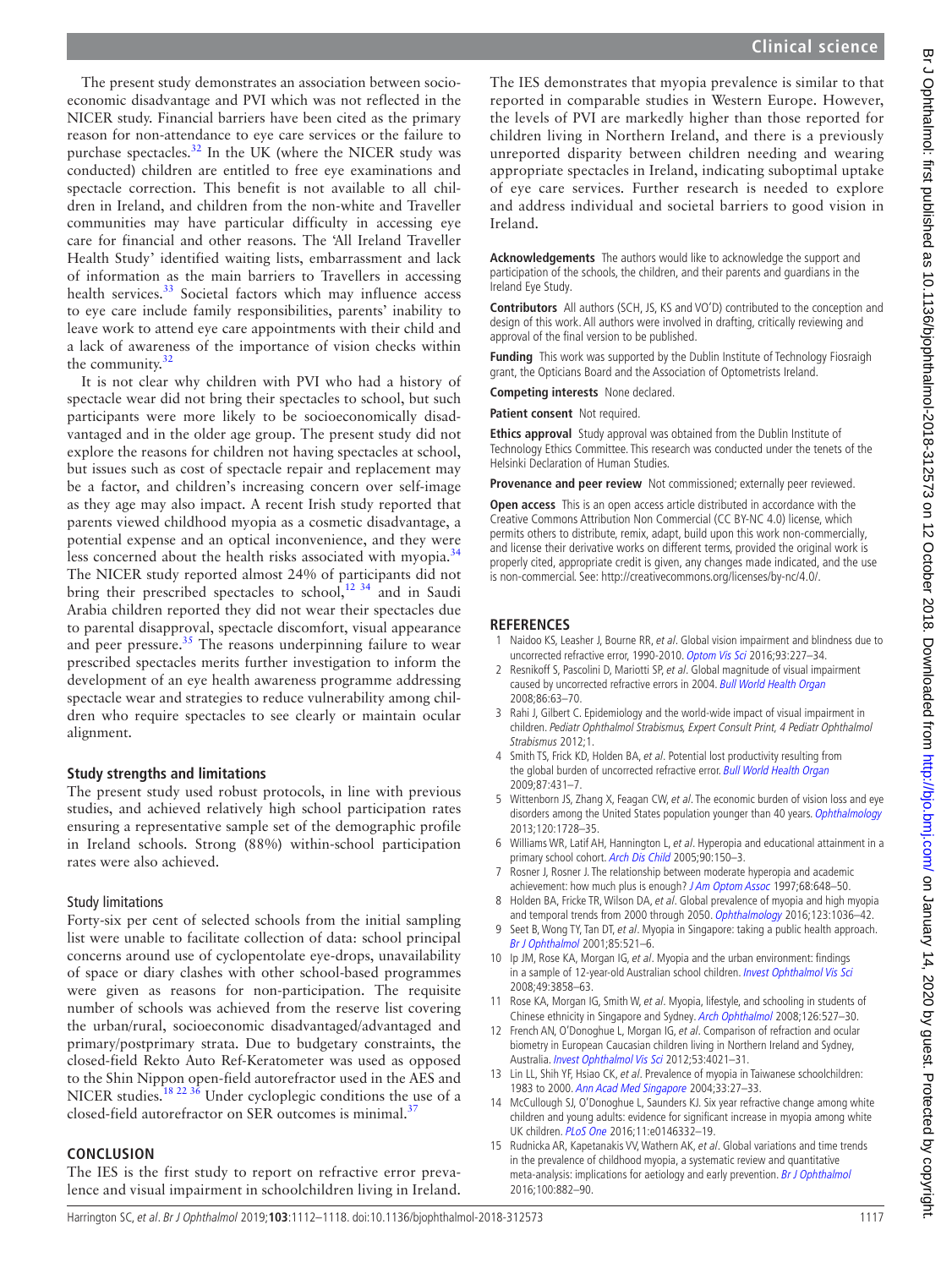The present study demonstrates an association between socioeconomic disadvantage and PVI which was not reflected in the NICER study. Financial barriers have been cited as the primary reason for non-attendance to eye care services or the failure to purchase spectacles.[32] In the UK (where the NICER study was conducted) children are entitled to free eye examinations and spectacle correction. This benefit is not available to all children in Ireland, and children from the non-white and Traveller communities may have particular difficulty in accessing eye care for financial and other reasons. The 'All Ireland Traveller Health Study' identified waiting lists, embarrassment and lack of information as the main barriers to Travellers in accessing health services.[33] Societal factors which may influence access to eye care include family responsibilities, parents' inability to leave work to attend eye care appointments with their child and a lack of awareness of the importance of vision checks within the community.[32]

It is not clear why children with PVI who had a history of spectacle wear did not bring their spectacles to school, but such participants were more likely to be socioeconomically disadvantaged and in the older age group. The present study did not explore the reasons for children not having spectacles at school, but issues such as cost of spectacle repair and replacement may be a factor, and children's increasing concern over self-image as they age may also impact. A recent Irish study reported that parents viewed childhood myopia as a cosmetic disadvantage, a potential expense and an optical inconvenience, and they were less concerned about the health risks associated with myopia.[34] The NICER study reported almost 24% of participants did not bring their prescribed spectacles to school,[12 34] and in Saudi Arabia children reported they did not wear their spectacles due to parental disapproval, spectacle discomfort, visual appearance and peer pressure.[35] The reasons underpinning failure to wear prescribed spectacles merits further investigation to inform the development of an eye health awareness programme addressing spectacle wear and strategies to reduce vulnerability among children who require spectacles to see clearly or maintain ocular alignment.

### Study strengths and limitations

The present study used robust protocols, in line with previous studies, and achieved relatively high school participation rates ensuring a representative sample set of the demographic profile in Ireland schools. Strong (88%) within-school participation rates were also achieved.

#### Study limitations

Forty-six per cent of selected schools from the initial sampling list were unable to facilitate collection of data: school principal concerns around use of cyclopentolate eye-drops, unavailability of space or diary clashes with other school-based programmes were given as reasons for non-participation. The requisite number of schools was achieved from the reserve list covering the urban/rural, socioeconomic disadvantaged/advantaged and primary/postprimary strata. Due to budgetary constraints, the closed-field Rekto Auto Ref-Keratometer was used as opposed to the Shin Nippon open-field autorefractor used in the AES and NICER studies.[18 22 36] Under cycloplegic conditions the use of a closed-field autorefractor on SER outcomes is minimal.[37]

## CONCLUSION

The IES is the first study to report on refractive error prevalence and visual impairment in schoolchildren living in Ireland. The IES demonstrates that myopia prevalence is similar to that reported in comparable studies in Western Europe. However, the levels of PVI are markedly higher than those reported for children living in Northern Ireland, and there is a previously unreported disparity between children needing and wearing appropriate spectacles in Ireland, indicating suboptimal uptake of eye care services. Further research is needed to explore and address individual and societal barriers to good vision in Ireland.

**Acknowledgements** The authors would like to acknowledge the support and participation of the schools, the children, and their parents and guardians in the Ireland Eye Study.

**Contributors** All authors (SCH, JS, KS and VO'D) contributed to the conception and design of this work. All authors were involved in drafting, critically reviewing and approval of the final version to be published.

**Funding** This work was supported by the Dublin Institute of Technology Fiosraigh grant, the Opticians Board and the Association of Optometrists Ireland.

**Competing interests** None declared.

**Patient consent** Not required.

**Ethics approval** Study approval was obtained from the Dublin Institute of Technology Ethics Committee. This research was conducted under the tenets of the Helsinki Declaration of Human Studies.

**Provenance and peer review** Not commissioned; externally peer reviewed.

**Open access** This is an open access article distributed in accordance with the Creative Commons Attribution Non Commercial (CC BY-NC 4.0) license, which permits others to distribute, remix, adapt, build upon this work non-commercially, and license their derivative works on different terms, provided the original work is properly cited, appropriate credit is given, any changes made indicated, and the use is non-commercial. See: http://creativecommons.org/licenses/by-nc/4.0/.

## REFERENCES

1. Naidoo KS, Leasher J, Bourne RR, *et al*. Global vision impairment and blindness due to uncorrected refractive error, 1990-2010. *Optom Vis Sci* 2016;93:227–34.
2. Resnikoff S, Pascolini D, Mariotti SP, *et al*. Global magnitude of visual impairment caused by uncorrected refractive errors in 2004. *Bull World Health Organ* 2008;86:63–70.
3. Rahi J, Gilbert C. Epidemiology and the world-wide impact of visual impairment in children. *Pediatr Ophthalmol Strabismus, Expert Consult Print, 4 Pediatr Ophthalmol Strabismus* 2012;1.
4. Smith TS, Frick KD, Holden BA, *et al*. Potential lost productivity resulting from the global burden of uncorrected refractive error. *Bull World Health Organ* 2009;87:431–7.
5. Wittenborn JS, Zhang X, Feagan CW, *et al*. The economic burden of vision loss and eye disorders among the United States population younger than 40 years. *Ophthalmology* 2013;120:1728–35.
6. Williams WR, Latif AH, Hannington L, *et al*. Hyperopia and educational attainment in a primary school cohort. *Arch Dis Child* 2005;90:150–3.
7. Rosner J, Rosner J. The relationship between moderate hyperopia and academic achievement: how much plus is enough? *J Am Optom Assoc* 1997;68:648–50.
8. Holden BA, Fricke TR, Wilson DA, *et al*. Global prevalence of myopia and high myopia and temporal trends from 2000 through 2050. *Ophthalmology* 2016;123:1036–42.
9. Seet B, Wong TY, Tan DT, *et al*. Myopia in Singapore: taking a public health approach. *Br J Ophthalmol* 2001;85:521–6.
10. Ip JM, Rose KA, Morgan IG, *et al*. Myopia and the urban environment: findings in a sample of 12-year-old Australian school children. *Invest Ophthalmol Vis Sci* 2008;49:3858–63.
11. Rose KA, Morgan IG, Smith W, *et al*. Myopia, lifestyle, and schooling in students of Chinese ethnicity in Singapore and Sydney. *Arch Ophthalmol* 2008;126:527–30.
12. French AN, O'Donoghue L, Morgan IG, *et al*. Comparison of refraction and ocular biometry in European Caucasian children living in Northern Ireland and Sydney, Australia. *Invest Ophthalmol Vis Sci* 2012;53:4021–31.
13. Lin LL, Shih YF, Hsiao CK, *et al*. Prevalence of myopia in Taiwanese schoolchildren: 1983 to 2000. *Ann Acad Med Singapore* 2004;33:27–33.
14. McCullough SJ, O'Donoghue L, Saunders KJ. Six year refractive change among white children and young adults: evidence for significant increase in myopia among white UK children. *PLoS One* 2016;11:e0146332–19.
15. Rudnicka AR, Kapetanakis VV, Wathern AK, *et al*. Global variations and time trends in the prevalence of childhood myopia, a systematic review and quantitative meta-analysis: implications for aetiology and early prevention. *Br J Ophthalmol* 2016;100:882–90.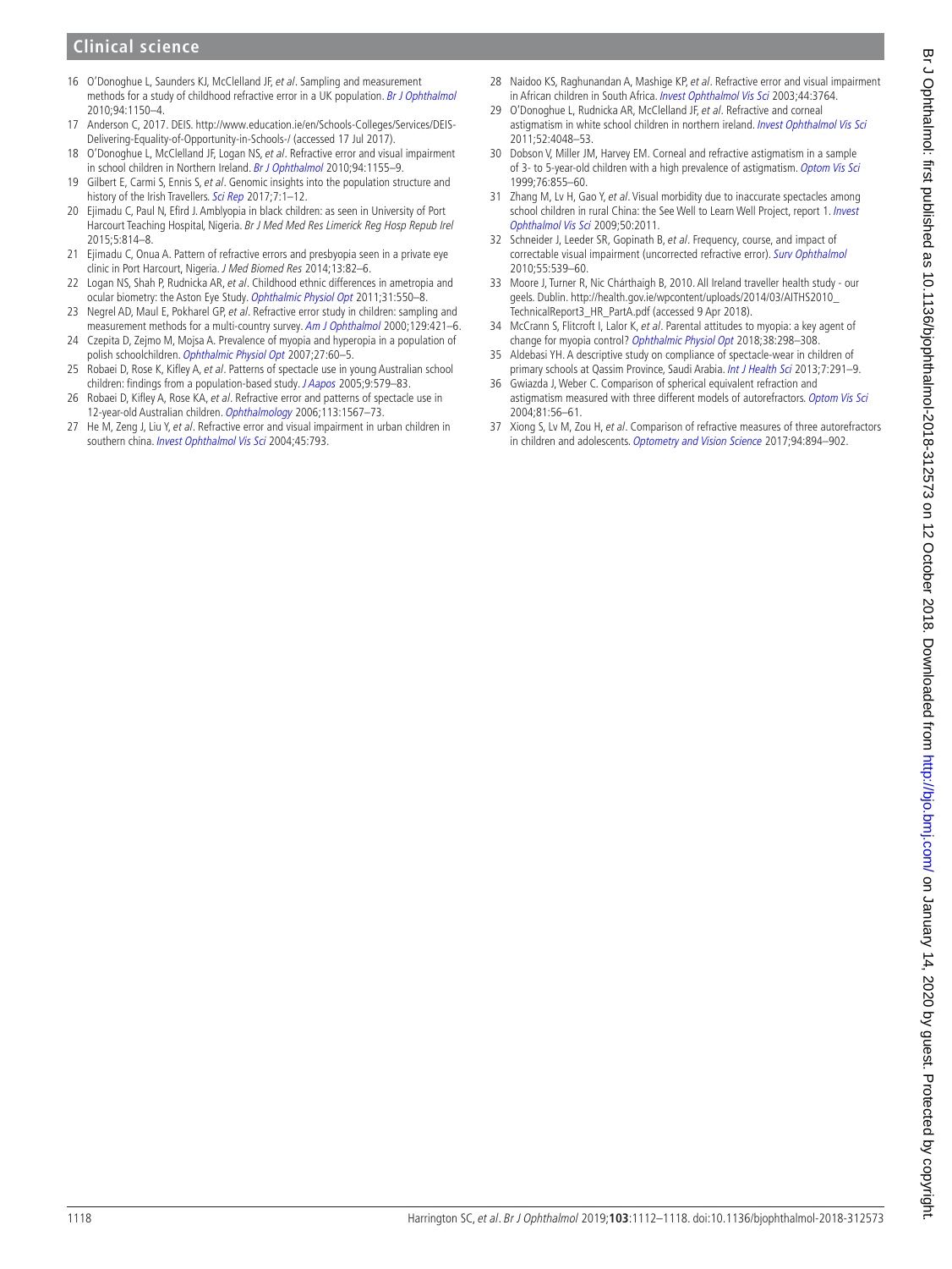16 O'Donoghue L, Saunders KJ, McClelland JF, *et al*. Sampling and measurement methods for a study of childhood refractive error in a UK population. *Br J Ophthalmol* 2010;94:1150–4.

17 Anderson C, 2017. DEIS. http://www.education.ie/en/Schools-Colleges/Services/DEIS-Delivering-Equality-of-Opportunity-in-Schools-/ (accessed 17 Jul 2017).

18 O'Donoghue L, McClelland JF, Logan NS, *et al*. Refractive error and visual impairment in school children in Northern Ireland. *Br J Ophthalmol* 2010;94:1155–9.

19 Gilbert E, Carmi S, Ennis S, *et al*. Genomic insights into the population structure and history of the Irish Travellers. *Sci Rep* 2017;7:1–12.

20 Ejimadu C, Paul N, Efird J. Amblyopia in black children: as seen in University of Port Harcourt Teaching Hospital, Nigeria. *Br J Med Med Res Limerick Reg Hosp Repub Irel* 2015;5:814–8.

21 Ejimadu C, Onua A. Pattern of refractive errors and presbyopia seen in a private eye clinic in Port Harcourt, Nigeria. *J Med Biomed Res* 2014;13:82–6.

22 Logan NS, Shah P, Rudnicka AR, *et al*. Childhood ethnic differences in ametropia and ocular biometry: the Aston Eye Study. *Ophthalmic Physiol Opt* 2011;31:550–8.

23 Negrel AD, Maul E, Pokharel GP, *et al*. Refractive error study in children: sampling and measurement methods for a multi-country survey. *Am J Ophthalmol* 2000;129:421–6.

24 Czepita D, Zejmo M, Mojsa A. Prevalence of myopia and hyperopia in a population of polish schoolchildren. *Ophthalmic Physiol Opt* 2007;27:60–5.

25 Robaei D, Rose K, Kifley A, *et al*. Patterns of spectacle use in young Australian school children: findings from a population-based study. *J Aapos* 2005;9:579–83.

26 Robaei D, Kifley A, Rose KA, *et al*. Refractive error and patterns of spectacle use in 12-year-old Australian children. *Ophthalmology* 2006;113:1567–73.

27 He M, Zeng J, Liu Y, *et al*. Refractive error and visual impairment in urban children in southern china. *Invest Ophthalmol Vis Sci* 2004;45:793.

28 Naidoo KS, Raghunandan A, Mashige KP, *et al*. Refractive error and visual impairment in African children in South Africa. *Invest Ophthalmol Vis Sci* 2003;44:3764.

29 O'Donoghue L, Rudnicka AR, McClelland JF, *et al*. Refractive and corneal astigmatism in white school children in northern ireland. *Invest Ophthalmol Vis Sci* 2011;52:4048–53.

30 Dobson V, Miller JM, Harvey EM. Corneal and refractive astigmatism in a sample of 3- to 5-year-old children with a high prevalence of astigmatism. *Optom Vis Sci* 1999;76:855–60.

31 Zhang M, Lv H, Gao Y, *et al*. Visual morbidity due to inaccurate spectacles among school children in rural China: the See Well to Learn Well Project, report 1. *Invest Ophthalmol Vis Sci* 2009;50:2011.

32 Schneider J, Leeder SR, Gopinath B, *et al*. Frequency, course, and impact of correctable visual impairment (uncorrected refractive error). *Surv Ophthalmol* 2010;55:539–60.

33 Moore J, Turner R, Nic Chárthaigh B, 2010. All Ireland traveller health study - our geels. Dublin. http://health.gov.ie/wpcontent/uploads/2014/03/AITHS2010_TechnicalReport3_HR_PartA.pdf (accessed 9 Apr 2018).

34 McCrann S, Flitcroft I, Lalor K, *et al*. Parental attitudes to myopia: a key agent of change for myopia control? *Ophthalmic Physiol Opt* 2018;38:298–308.

35 Aldebasi YH. A descriptive study on compliance of spectacle-wear in children of primary schools at Qassim Province, Saudi Arabia. *Int J Health Sci* 2013;7:291–9.

36 Gwiazda J, Weber C. Comparison of spherical equivalent refraction and astigmatism measured with three different models of autorefractors. *Optom Vis Sci* 2004;81:56–61.

37 Xiong S, Lv M, Zou H, *et al*. Comparison of refractive measures of three autorefractors in children and adolescents. *Optometry and Vision Science* 2017;94:894–902.